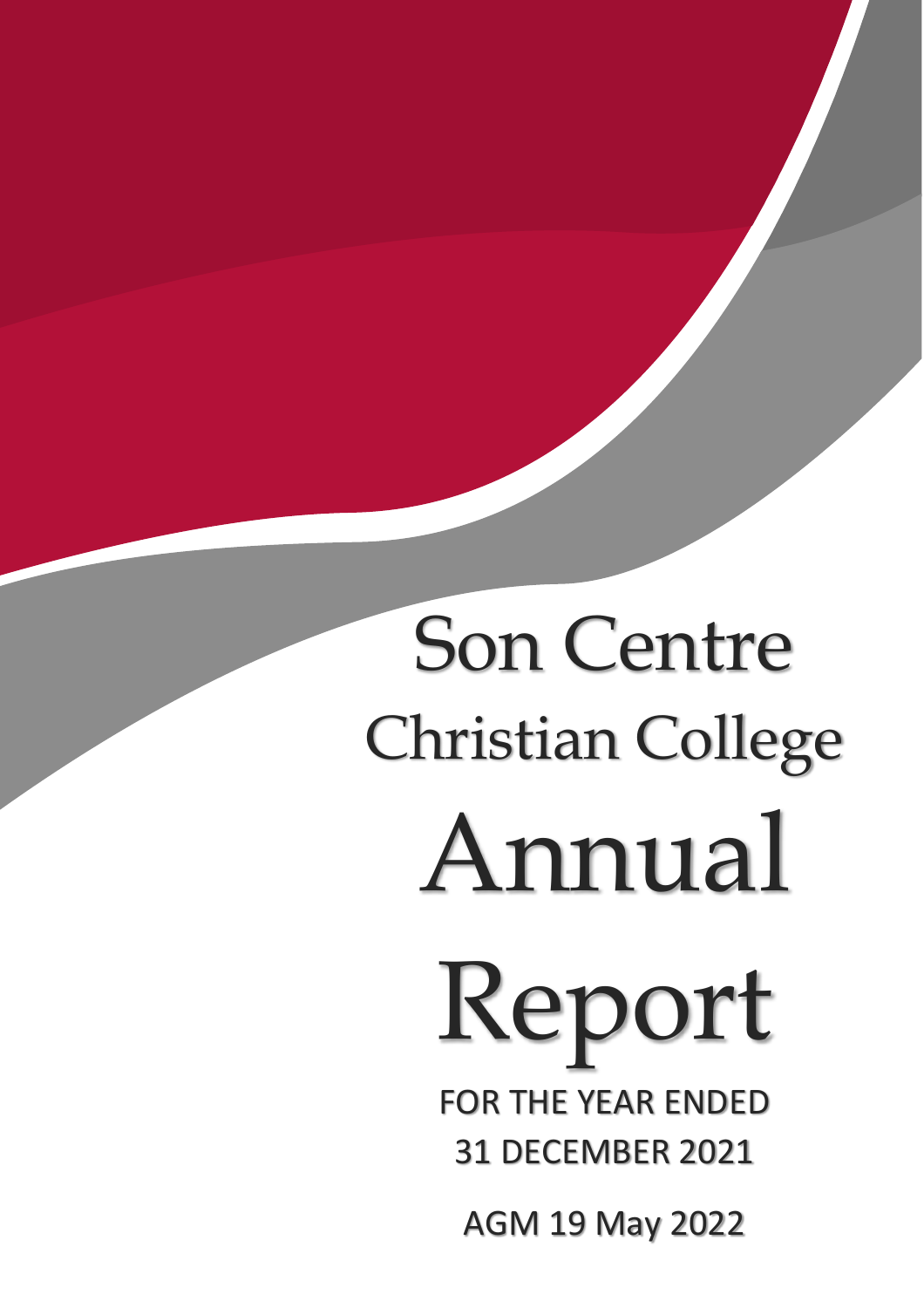# Son Centre Christian College

# Annual Report

FOR THE YEAR ENDED 31 DECEMBER 2021

AGM 19 May 2022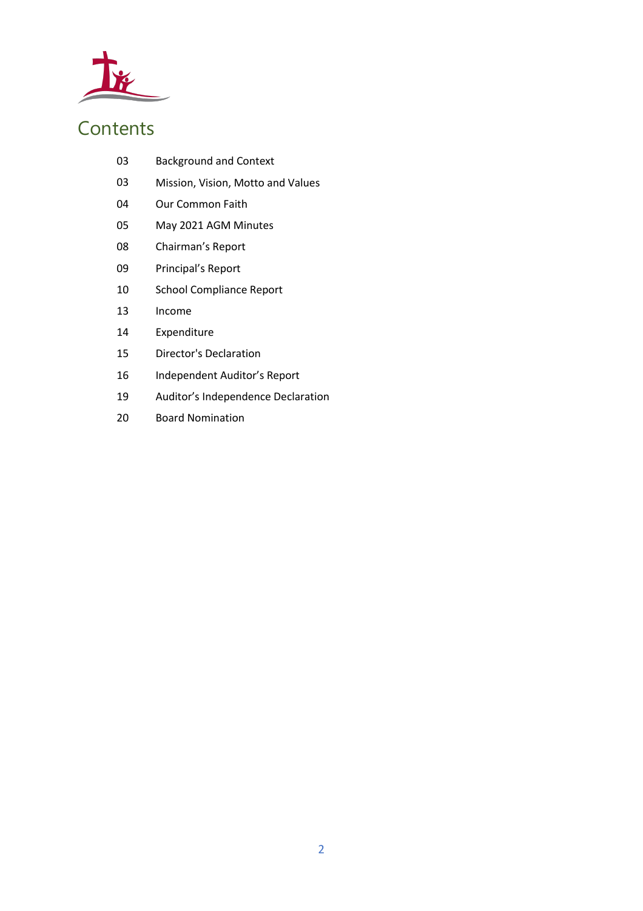# Contents

| | |
|---|---|
| 03 | Background and Context |
| 03 | Mission, Vision, Motto and Values |
| 04 | Our Common Faith |
| 05 | May 2021 AGM Minutes |
| 08 | Chairman's Report |
| 09 | Principal's Report |
| 10 | School Compliance Report |
| 13 | Income |
| 14 | Expenditure |
| 15 | Director's Declaration |
| 16 | Independent Auditor's Report |
| 19 | Auditor's Independence Declaration |
| 20 | Board Nomination |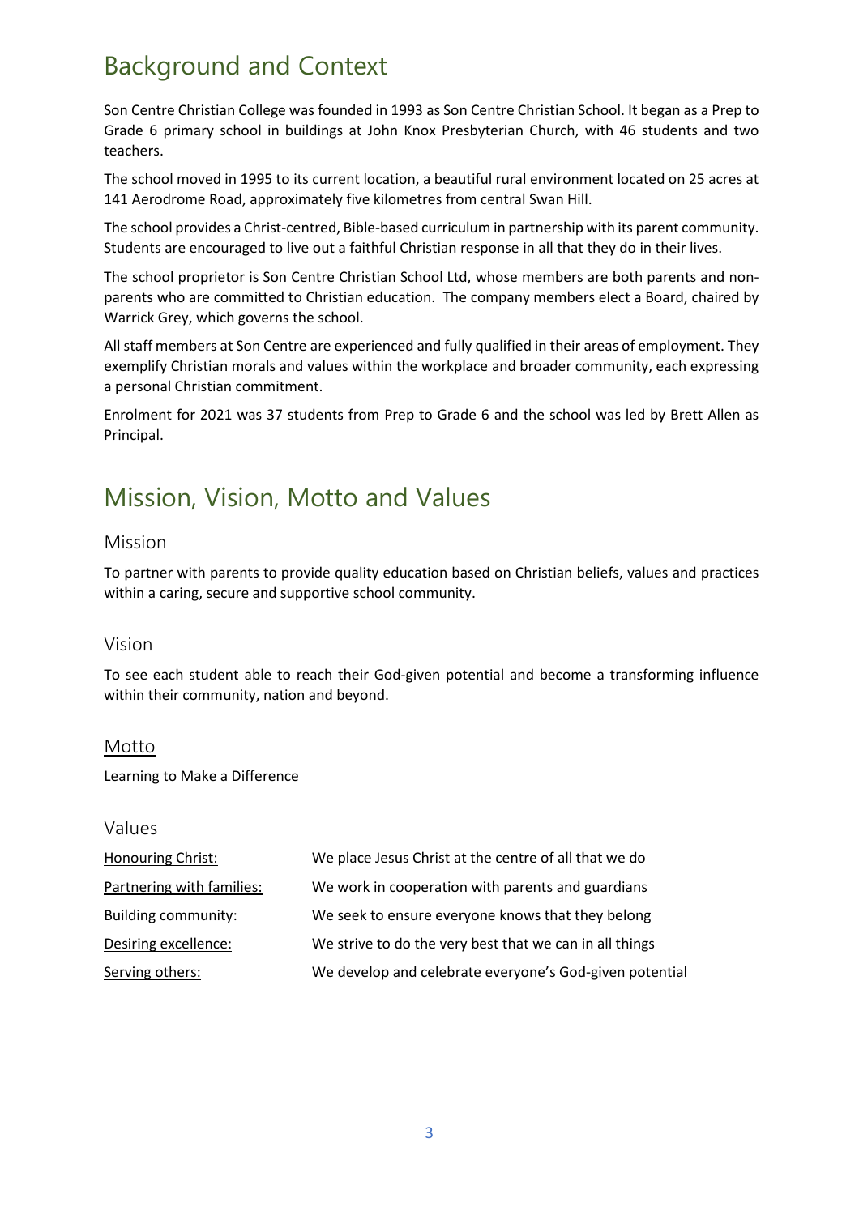# Background and Context

Son Centre Christian College was founded in 1993 as Son Centre Christian School. It began as a Prep to Grade 6 primary school in buildings at John Knox Presbyterian Church, with 46 students and two teachers.

The school moved in 1995 to its current location, a beautiful rural environment located on 25 acres at 141 Aerodrome Road, approximately five kilometres from central Swan Hill.

The school provides a Christ-centred, Bible-based curriculum in partnership with its parent community. Students are encouraged to live out a faithful Christian response in all that they do in their lives.

The school proprietor is Son Centre Christian School Ltd, whose members are both parents and non-parents who are committed to Christian education. The company members elect a Board, chaired by Warrick Grey, which governs the school.

All staff members at Son Centre are experienced and fully qualified in their areas of employment. They exemplify Christian morals and values within the workplace and broader community, each expressing a personal Christian commitment.

Enrolment for 2021 was 37 students from Prep to Grade 6 and the school was led by Brett Allen as Principal.

# Mission, Vision, Motto and Values

## Mission

To partner with parents to provide quality education based on Christian beliefs, values and practices within a caring, secure and supportive school community.

## Vision

To see each student able to reach their God-given potential and become a transforming influence within their community, nation and beyond.

## Motto

Learning to Make a Difference

## Values

| | |
|---|---|
| Honouring Christ: | We place Jesus Christ at the centre of all that we do |
| Partnering with families: | We work in cooperation with parents and guardians |
| Building community: | We seek to ensure everyone knows that they belong |
| Desiring excellence: | We strive to do the very best that we can in all things |
| Serving others: | We develop and celebrate everyone's God-given potential |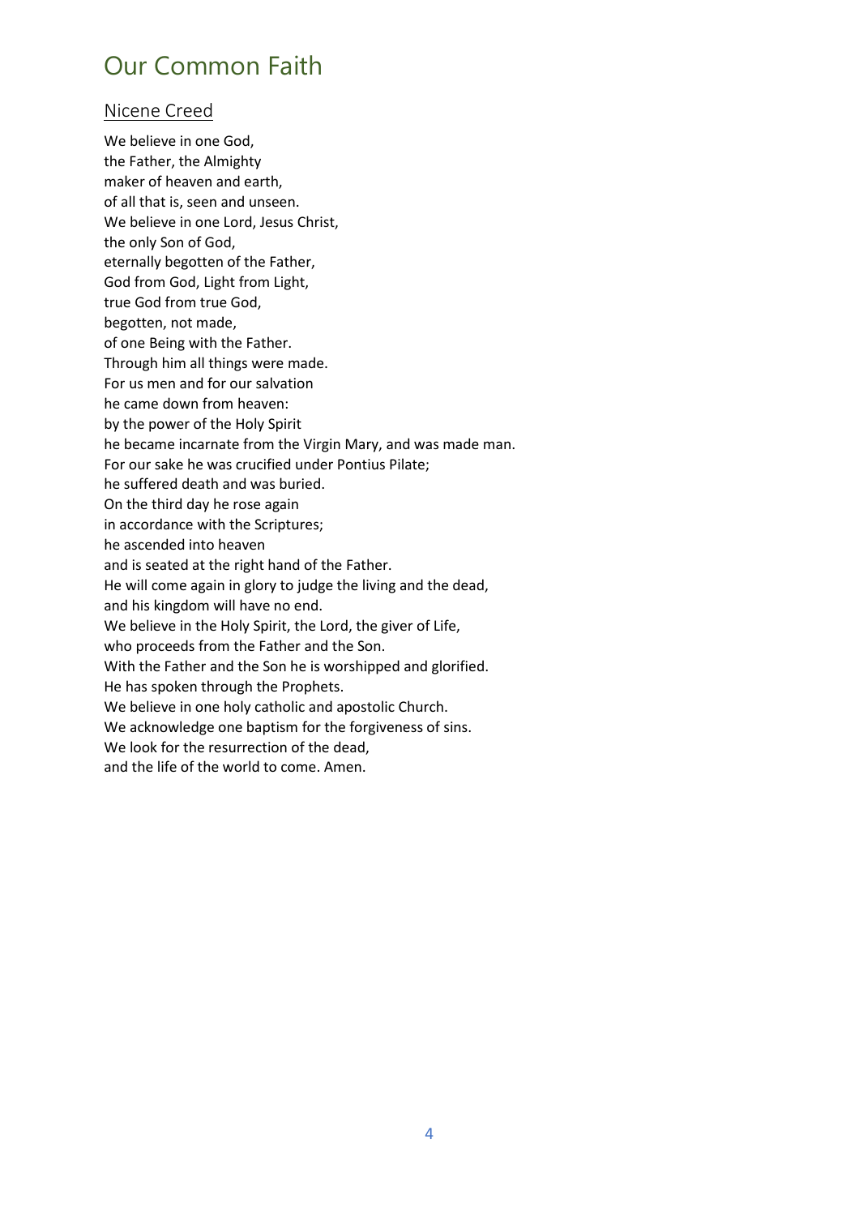# Our Common Faith

## Nicene Creed

We believe in one God,
the Father, the Almighty
maker of heaven and earth,
of all that is, seen and unseen.
We believe in one Lord, Jesus Christ,
the only Son of God,
eternally begotten of the Father,
God from God, Light from Light,
true God from true God,
begotten, not made,
of one Being with the Father.
Through him all things were made.
For us men and for our salvation
he came down from heaven:
by the power of the Holy Spirit
he became incarnate from the Virgin Mary, and was made man.
For our sake he was crucified under Pontius Pilate;
he suffered death and was buried.
On the third day he rose again
in accordance with the Scriptures;
he ascended into heaven
and is seated at the right hand of the Father.
He will come again in glory to judge the living and the dead,
and his kingdom will have no end.
We believe in the Holy Spirit, the Lord, the giver of Life,
who proceeds from the Father and the Son.
With the Father and the Son he is worshipped and glorified.
He has spoken through the Prophets.
We believe in one holy catholic and apostolic Church.
We acknowledge one baptism for the forgiveness of sins.
We look for the resurrection of the dead,
and the life of the world to come. Amen.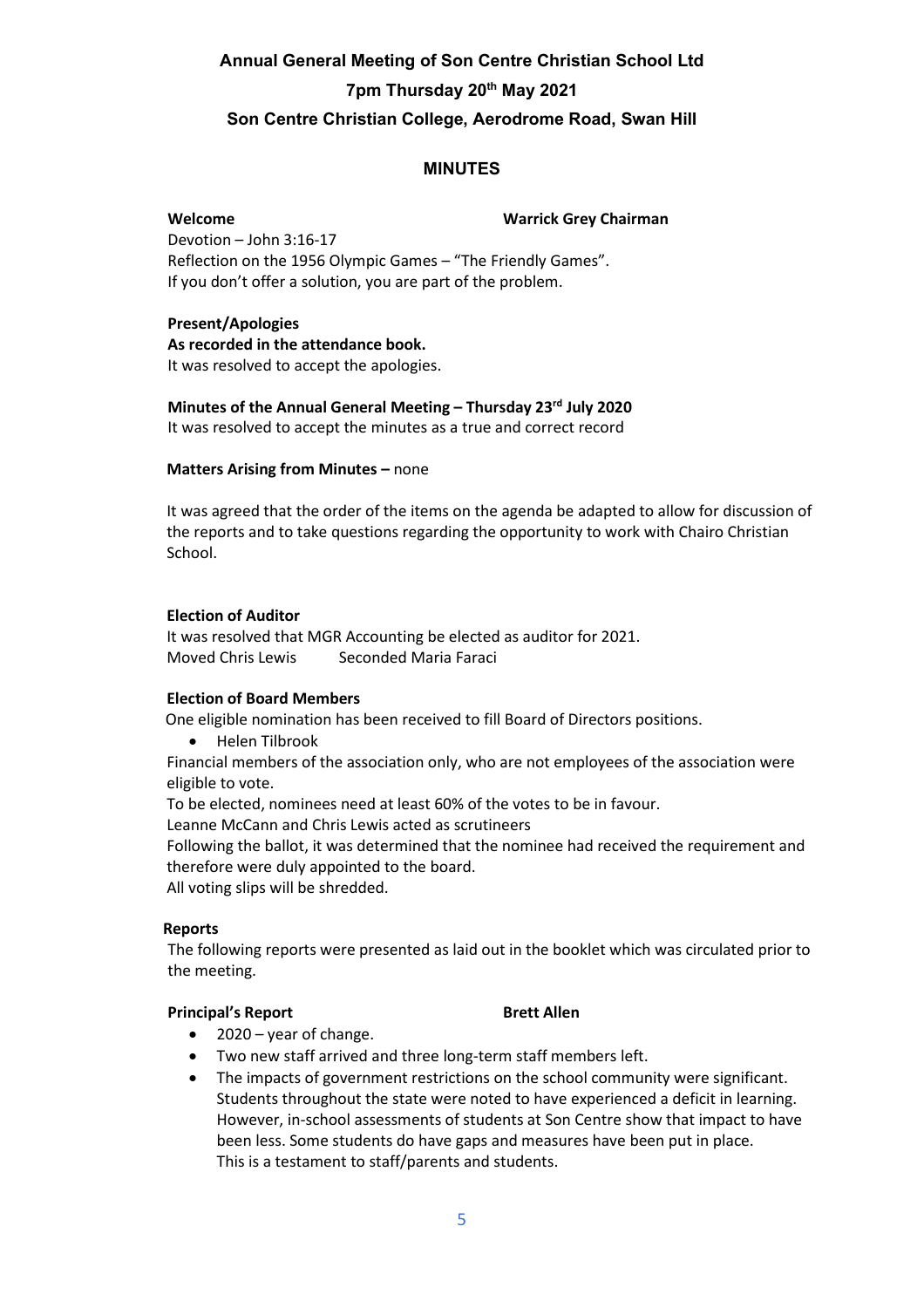# Annual General Meeting of Son Centre Christian School Ltd

## 7pm Thursday 20th May 2021

## Son Centre Christian College, Aerodrome Road, Swan Hill

## MINUTES

**Welcome** **Warrick Grey Chairman**

Devotion – John 3:16-17
Reflection on the 1956 Olympic Games – "The Friendly Games".
If you don't offer a solution, you are part of the problem.

**Present/Apologies**
**As recorded in the attendance book.**
It was resolved to accept the apologies.

**Minutes of the Annual General Meeting – Thursday 23rd July 2020**
It was resolved to accept the minutes as a true and correct record

**Matters Arising from Minutes –** none

It was agreed that the order of the items on the agenda be adapted to allow for discussion of the reports and to take questions regarding the opportunity to work with Chairo Christian School.

**Election of Auditor**
It was resolved that MGR Accounting be elected as auditor for 2021.
Moved Chris Lewis Seconded Maria Faraci

**Election of Board Members**
One eligible nomination has been received to fill Board of Directors positions.

- Helen Tilbrook

Financial members of the association only, who are not employees of the association were eligible to vote.
To be elected, nominees need at least 60% of the votes to be in favour.
Leanne McCann and Chris Lewis acted as scrutineers
Following the ballot, it was determined that the nominee had received the requirement and therefore were duly appointed to the board.
All voting slips will be shredded.

**Reports**
The following reports were presented as laid out in the booklet which was circulated prior to the meeting.

**Principal's Report** **Brett Allen**

- 2020 – year of change.
- Two new staff arrived and three long-term staff members left.
- The impacts of government restrictions on the school community were significant. Students throughout the state were noted to have experienced a deficit in learning. However, in-school assessments of students at Son Centre show that impact to have been less. Some students do have gaps and measures have been put in place. This is a testament to staff/parents and students.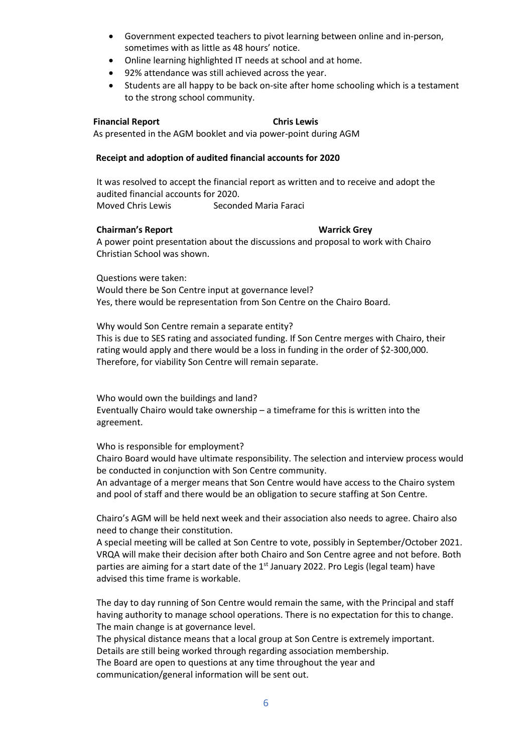- Government expected teachers to pivot learning between online and in-person, sometimes with as little as 48 hours' notice.
- Online learning highlighted IT needs at school and at home.
- 92% attendance was still achieved across the year.
- Students are all happy to be back on-site after home schooling which is a testament to the strong school community.

**Financial Report** **Chris Lewis**

As presented in the AGM booklet and via power-point during AGM

**Receipt and adoption of audited financial accounts for 2020**

It was resolved to accept the financial report as written and to receive and adopt the audited financial accounts for 2020.

Moved Chris Lewis Seconded Maria Faraci

**Chairman's Report** **Warrick Grey**

A power point presentation about the discussions and proposal to work with Chairo Christian School was shown.

Questions were taken:

Would there be Son Centre input at governance level?

Yes, there would be representation from Son Centre on the Chairo Board.

Why would Son Centre remain a separate entity?

This is due to SES rating and associated funding. If Son Centre merges with Chairo, their rating would apply and there would be a loss in funding in the order of $2-300,000. Therefore, for viability Son Centre will remain separate.

Who would own the buildings and land?

Eventually Chairo would take ownership – a timeframe for this is written into the agreement.

Who is responsible for employment?

Chairo Board would have ultimate responsibility. The selection and interview process would be conducted in conjunction with Son Centre community.

An advantage of a merger means that Son Centre would have access to the Chairo system and pool of staff and there would be an obligation to secure staffing at Son Centre.

Chairo's AGM will be held next week and their association also needs to agree. Chairo also need to change their constitution.

A special meeting will be called at Son Centre to vote, possibly in September/October 2021. VRQA will make their decision after both Chairo and Son Centre agree and not before. Both parties are aiming for a start date of the 1st January 2022. Pro Legis (legal team) have advised this time frame is workable.

The day to day running of Son Centre would remain the same, with the Principal and staff having authority to manage school operations. There is no expectation for this to change. The main change is at governance level.

The physical distance means that a local group at Son Centre is extremely important.

Details are still being worked through regarding association membership.

The Board are open to questions at any time throughout the year and communication/general information will be sent out.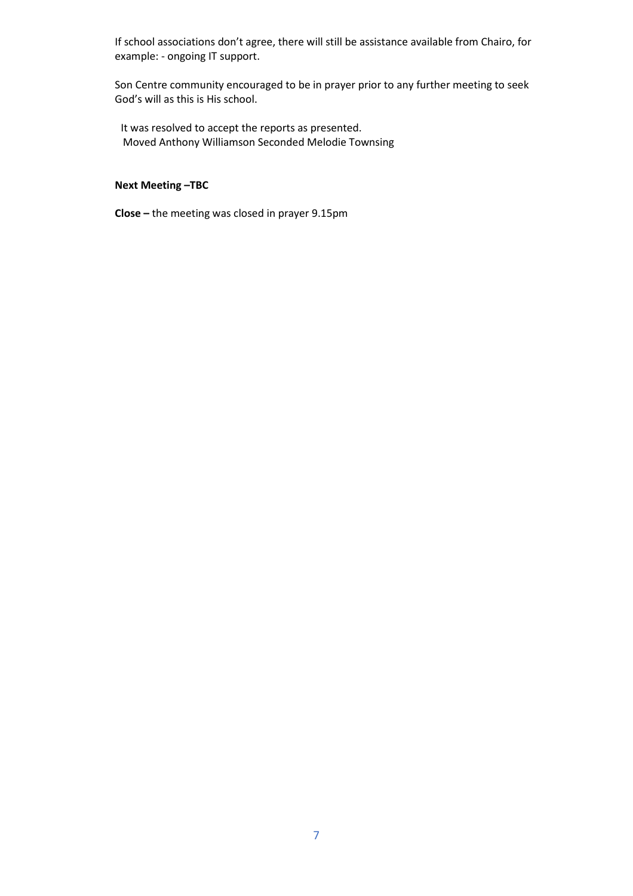If school associations don't agree, there will still be assistance available from Chairo, for example: - ongoing IT support.

Son Centre community encouraged to be in prayer prior to any further meeting to seek God's will as this is His school.

It was resolved to accept the reports as presented.
Moved Anthony Williamson Seconded Melodie Townsing

**Next Meeting –TBC**

**Close –** the meeting was closed in prayer 9.15pm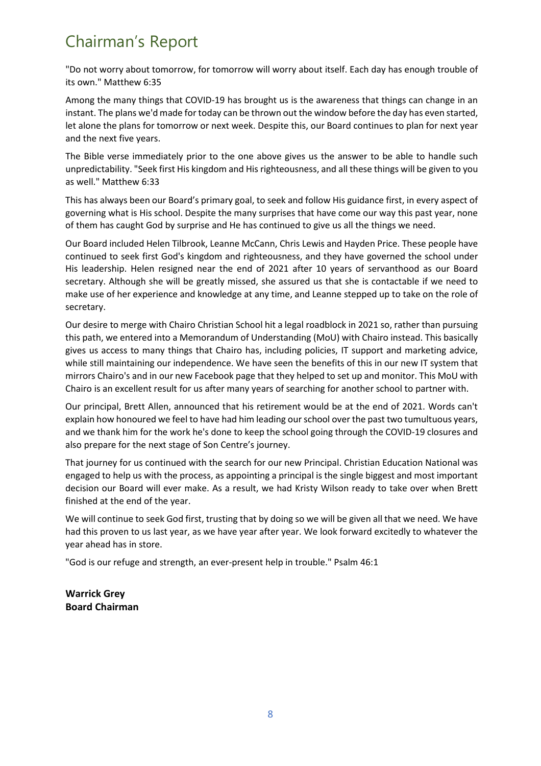# Chairman's Report

"Do not worry about tomorrow, for tomorrow will worry about itself. Each day has enough trouble of its own." Matthew 6:35

Among the many things that COVID-19 has brought us is the awareness that things can change in an instant. The plans we'd made for today can be thrown out the window before the day has even started, let alone the plans for tomorrow or next week. Despite this, our Board continues to plan for next year and the next five years.

The Bible verse immediately prior to the one above gives us the answer to be able to handle such unpredictability. "Seek first His kingdom and His righteousness, and all these things will be given to you as well." Matthew 6:33

This has always been our Board's primary goal, to seek and follow His guidance first, in every aspect of governing what is His school. Despite the many surprises that have come our way this past year, none of them has caught God by surprise and He has continued to give us all the things we need.

Our Board included Helen Tilbrook, Leanne McCann, Chris Lewis and Hayden Price. These people have continued to seek first God's kingdom and righteousness, and they have governed the school under His leadership. Helen resigned near the end of 2021 after 10 years of servanthood as our Board secretary. Although she will be greatly missed, she assured us that she is contactable if we need to make use of her experience and knowledge at any time, and Leanne stepped up to take on the role of secretary.

Our desire to merge with Chairo Christian School hit a legal roadblock in 2021 so, rather than pursuing this path, we entered into a Memorandum of Understanding (MoU) with Chairo instead. This basically gives us access to many things that Chairo has, including policies, IT support and marketing advice, while still maintaining our independence. We have seen the benefits of this in our new IT system that mirrors Chairo's and in our new Facebook page that they helped to set up and monitor. This MoU with Chairo is an excellent result for us after many years of searching for another school to partner with.

Our principal, Brett Allen, announced that his retirement would be at the end of 2021. Words can't explain how honoured we feel to have had him leading our school over the past two tumultuous years, and we thank him for the work he's done to keep the school going through the COVID-19 closures and also prepare for the next stage of Son Centre's journey.

That journey for us continued with the search for our new Principal. Christian Education National was engaged to help us with the process, as appointing a principal is the single biggest and most important decision our Board will ever make. As a result, we had Kristy Wilson ready to take over when Brett finished at the end of the year.

We will continue to seek God first, trusting that by doing so we will be given all that we need. We have had this proven to us last year, as we have year after year. We look forward excitedly to whatever the year ahead has in store.

"God is our refuge and strength, an ever-present help in trouble." Psalm 46:1

**Warrick Grey**
**Board Chairman**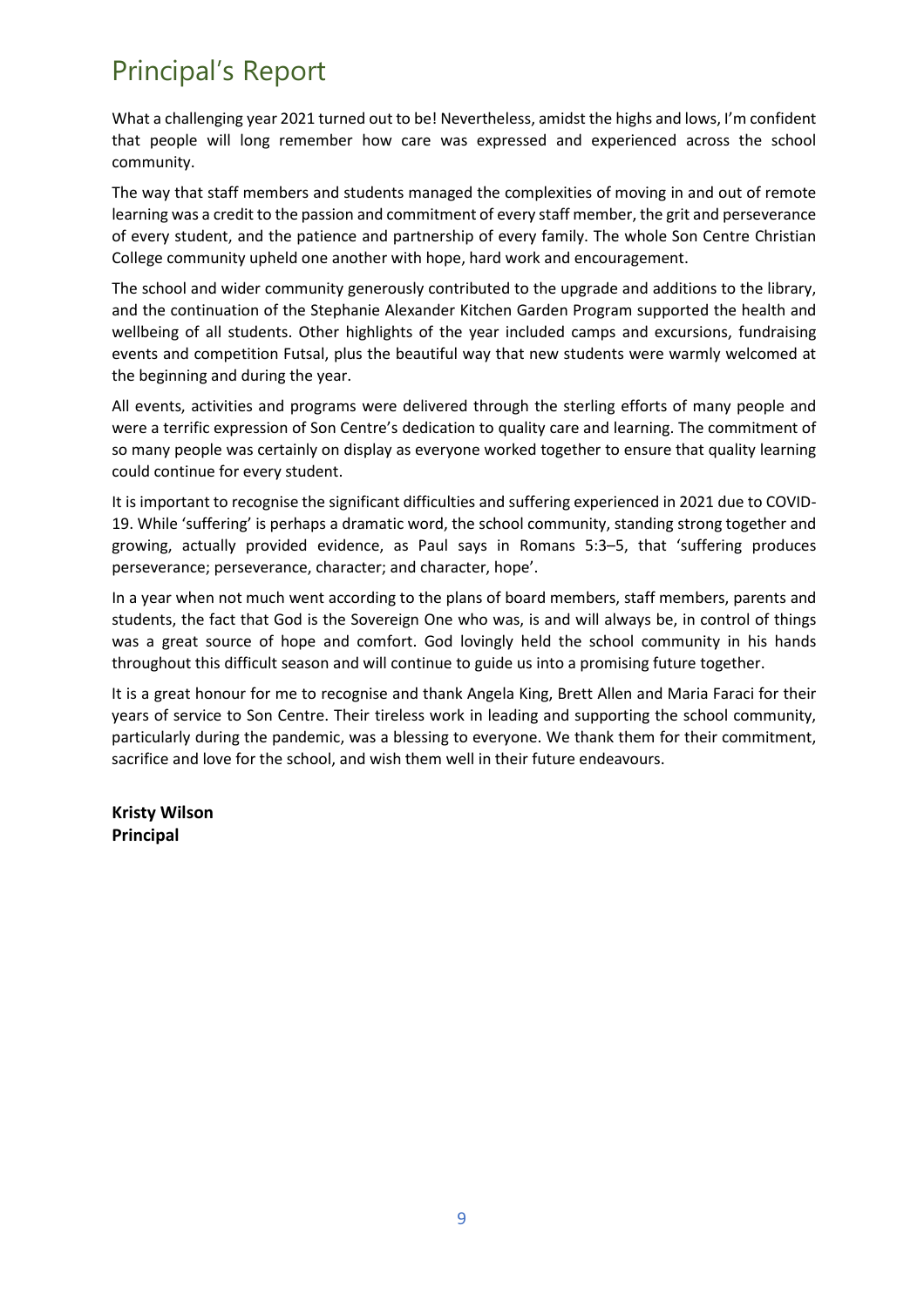# Principal's Report

What a challenging year 2021 turned out to be! Nevertheless, amidst the highs and lows, I'm confident that people will long remember how care was expressed and experienced across the school community.

The way that staff members and students managed the complexities of moving in and out of remote learning was a credit to the passion and commitment of every staff member, the grit and perseverance of every student, and the patience and partnership of every family. The whole Son Centre Christian College community upheld one another with hope, hard work and encouragement.

The school and wider community generously contributed to the upgrade and additions to the library, and the continuation of the Stephanie Alexander Kitchen Garden Program supported the health and wellbeing of all students. Other highlights of the year included camps and excursions, fundraising events and competition Futsal, plus the beautiful way that new students were warmly welcomed at the beginning and during the year.

All events, activities and programs were delivered through the sterling efforts of many people and were a terrific expression of Son Centre's dedication to quality care and learning. The commitment of so many people was certainly on display as everyone worked together to ensure that quality learning could continue for every student.

It is important to recognise the significant difficulties and suffering experienced in 2021 due to COVID-19. While 'suffering' is perhaps a dramatic word, the school community, standing strong together and growing, actually provided evidence, as Paul says in Romans 5:3–5, that 'suffering produces perseverance; perseverance, character; and character, hope'.

In a year when not much went according to the plans of board members, staff members, parents and students, the fact that God is the Sovereign One who was, is and will always be, in control of things was a great source of hope and comfort. God lovingly held the school community in his hands throughout this difficult season and will continue to guide us into a promising future together.

It is a great honour for me to recognise and thank Angela King, Brett Allen and Maria Faraci for their years of service to Son Centre. Their tireless work in leading and supporting the school community, particularly during the pandemic, was a blessing to everyone. We thank them for their commitment, sacrifice and love for the school, and wish them well in their future endeavours.

**Kristy Wilson**
**Principal**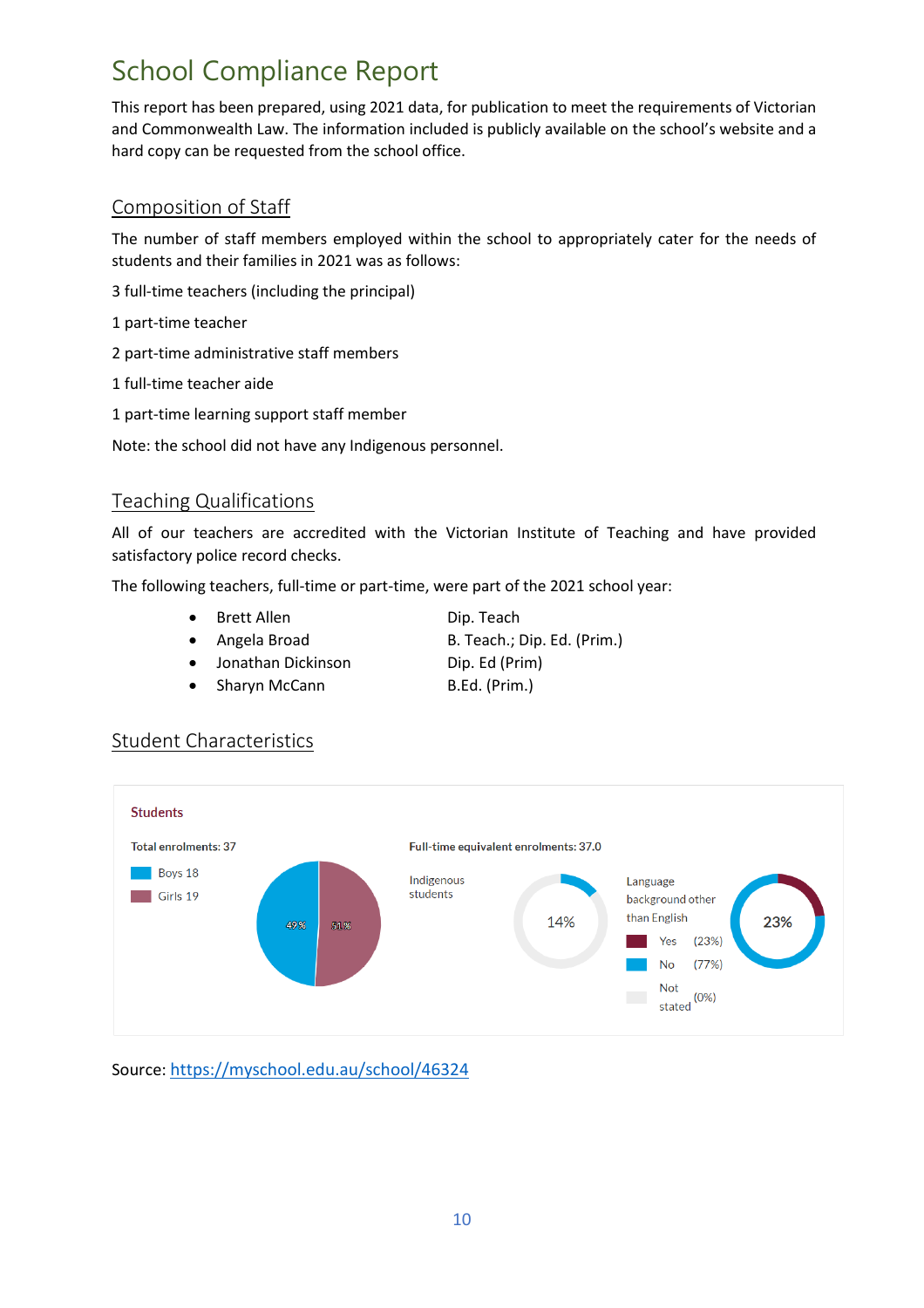# School Compliance Report

This report has been prepared, using 2021 data, for publication to meet the requirements of Victorian and Commonwealth Law. The information included is publicly available on the school's website and a hard copy can be requested from the school office.

## Composition of Staff

The number of staff members employed within the school to appropriately cater for the needs of students and their families in 2021 was as follows:

3 full-time teachers (including the principal)

1 part-time teacher

2 part-time administrative staff members

1 full-time teacher aide

1 part-time learning support staff member

Note: the school did not have any Indigenous personnel.

## Teaching Qualifications

All of our teachers are accredited with the Victorian Institute of Teaching and have provided satisfactory police record checks.

The following teachers, full-time or part-time, were part of the 2021 school year:

- Brett Allen — Dip. Teach
- Angela Broad — B. Teach.; Dip. Ed. (Prim.)
- Jonathan Dickinson — Dip. Ed (Prim)
- Sharyn McCann — B.Ed. (Prim.)

## Student Characteristics

**Students**

Total enrolments: 37

- Boys 18 (49 %)
- Girls 19 (51 %)

Full-time equivalent enrolments: 37.0

Indigenous students: 14%

Language background other than English: 23%

- Yes (23%)
- No (77%)
- Not stated (0%)

Source: https://myschool.edu.au/school/46324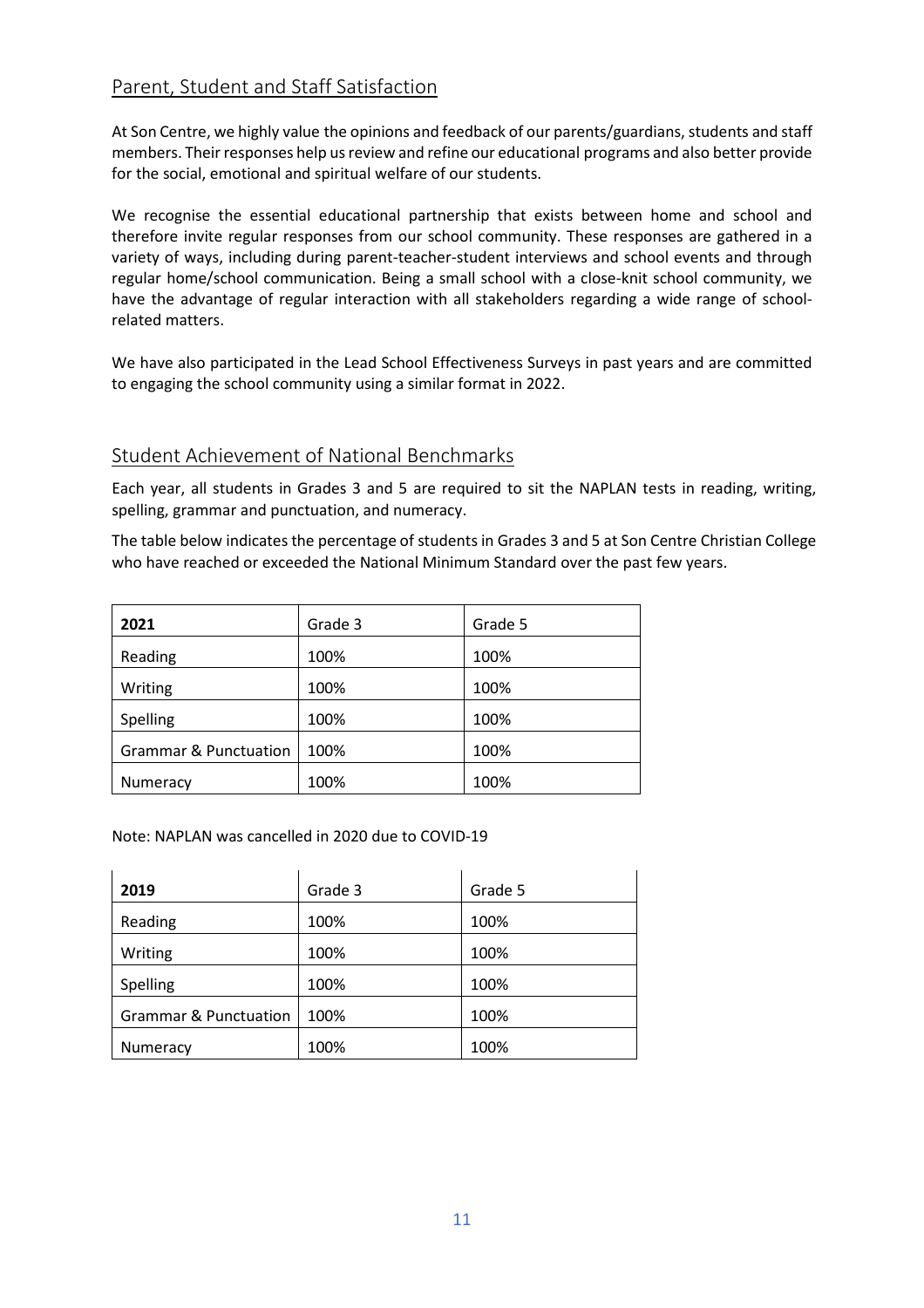## Parent, Student and Staff Satisfaction

At Son Centre, we highly value the opinions and feedback of our parents/guardians, students and staff members. Their responses help us review and refine our educational programs and also better provide for the social, emotional and spiritual welfare of our students.

We recognise the essential educational partnership that exists between home and school and therefore invite regular responses from our school community. These responses are gathered in a variety of ways, including during parent-teacher-student interviews and school events and through regular home/school communication. Being a small school with a close-knit school community, we have the advantage of regular interaction with all stakeholders regarding a wide range of school-related matters.

We have also participated in the Lead School Effectiveness Surveys in past years and are committed to engaging the school community using a similar format in 2022.

## Student Achievement of National Benchmarks

Each year, all students in Grades 3 and 5 are required to sit the NAPLAN tests in reading, writing, spelling, grammar and punctuation, and numeracy.

The table below indicates the percentage of students in Grades 3 and 5 at Son Centre Christian College who have reached or exceeded the National Minimum Standard over the past few years.

| **2021** | Grade 3 | Grade 5 |
|---|---|---|
| Reading | 100% | 100% |
| Writing | 100% | 100% |
| Spelling | 100% | 100% |
| Grammar & Punctuation | 100% | 100% |
| Numeracy | 100% | 100% |

Note: NAPLAN was cancelled in 2020 due to COVID-19

| **2019** | Grade 3 | Grade 5 |
|---|---|---|
| Reading | 100% | 100% |
| Writing | 100% | 100% |
| Spelling | 100% | 100% |
| Grammar & Punctuation | 100% | 100% |
| Numeracy | 100% | 100% |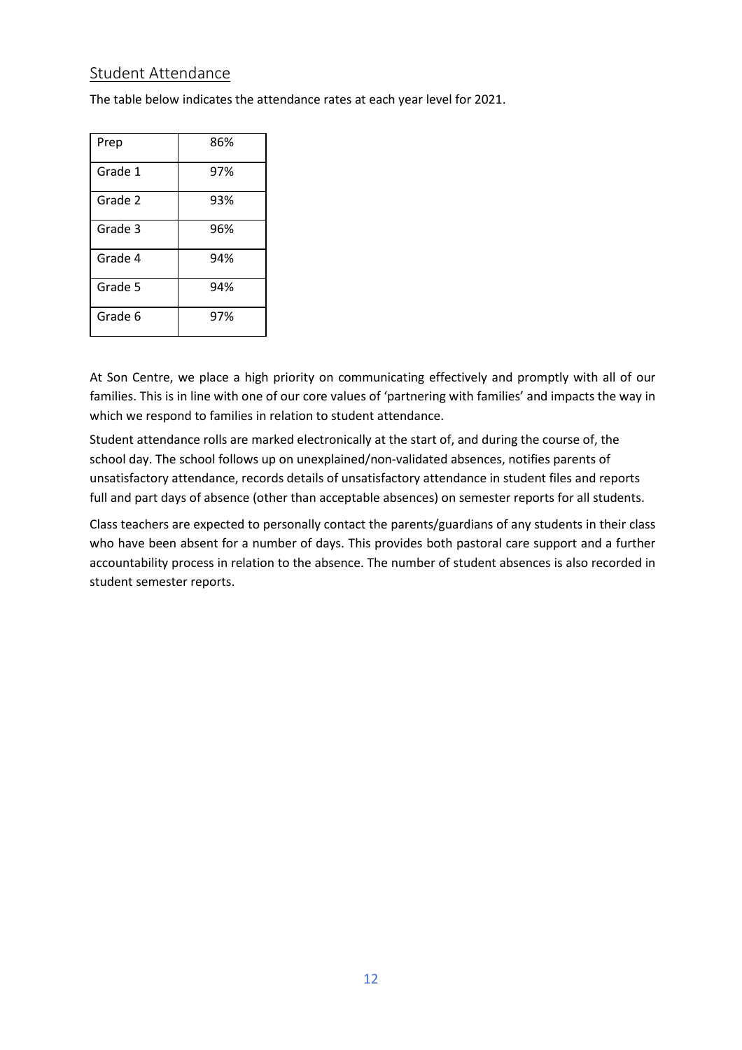## Student Attendance

The table below indicates the attendance rates at each year level for 2021.

| Prep | 86% |
|---|---|
| Grade 1 | 97% |
| Grade 2 | 93% |
| Grade 3 | 96% |
| Grade 4 | 94% |
| Grade 5 | 94% |
| Grade 6 | 97% |

At Son Centre, we place a high priority on communicating effectively and promptly with all of our families. This is in line with one of our core values of 'partnering with families' and impacts the way in which we respond to families in relation to student attendance.

Student attendance rolls are marked electronically at the start of, and during the course of, the school day. The school follows up on unexplained/non-validated absences, notifies parents of unsatisfactory attendance, records details of unsatisfactory attendance in student files and reports full and part days of absence (other than acceptable absences) on semester reports for all students.

Class teachers are expected to personally contact the parents/guardians of any students in their class who have been absent for a number of days. This provides both pastoral care support and a further accountability process in relation to the absence. The number of student absences is also recorded in student semester reports.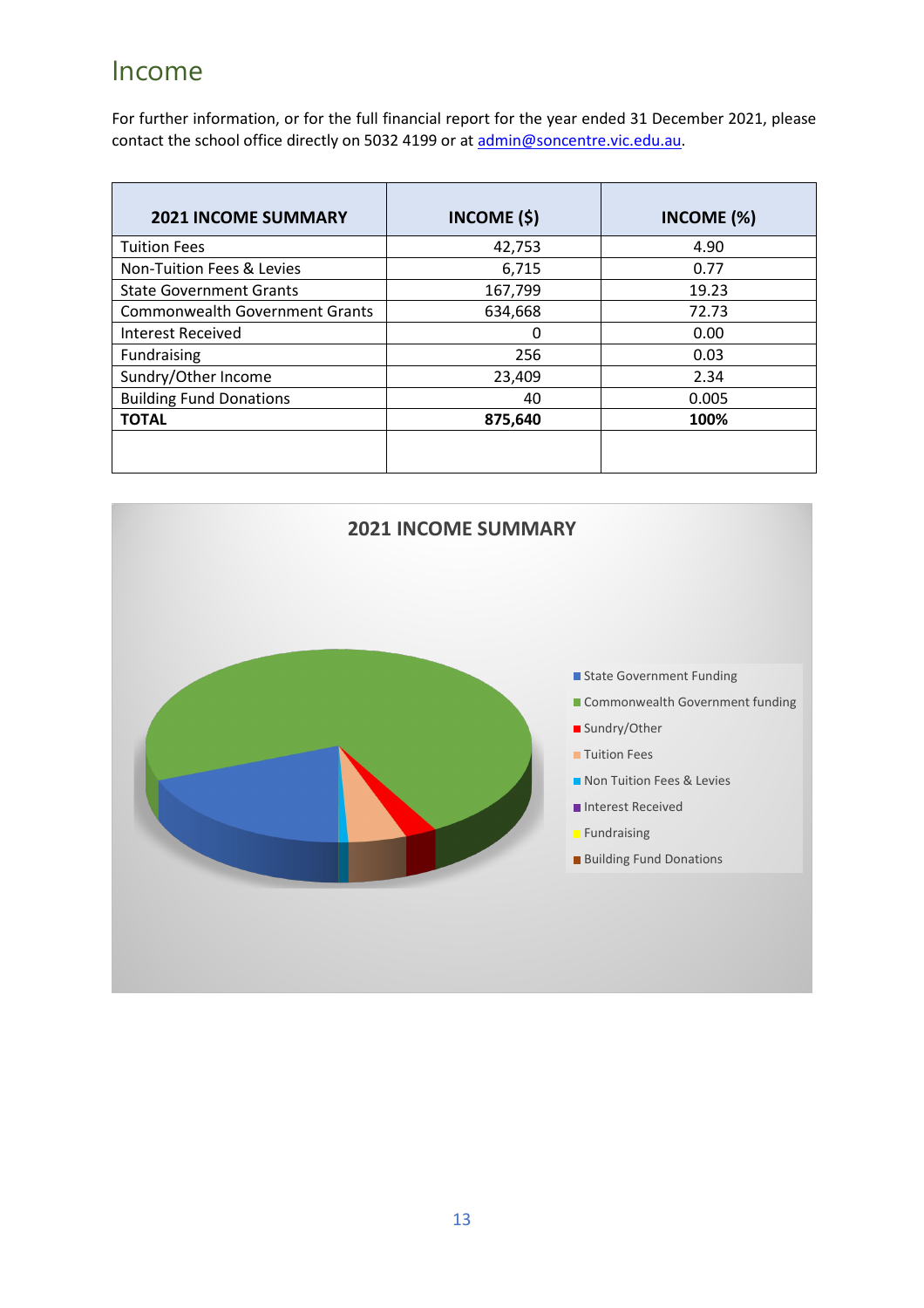# Income

For further information, or for the full financial report for the year ended 31 December 2021, please contact the school office directly on 5032 4199 or at admin@soncentre.vic.edu.au.

| 2021 INCOME SUMMARY | INCOME ($) | INCOME (%) |
|---|---|---|
| Tuition Fees | 42,753 | 4.90 |
| Non-Tuition Fees & Levies | 6,715 | 0.77 |
| State Government Grants | 167,799 | 19.23 |
| Commonwealth Government Grants | 634,668 | 72.73 |
| Interest Received | 0 | 0.00 |
| Fundraising | 256 | 0.03 |
| Sundry/Other Income | 23,409 | 2.34 |
| Building Fund Donations | 40 | 0.005 |
| **TOTAL** | **875,640** | **100%** |
| | | |

**2021 INCOME SUMMARY**

- State Government Funding
- Commonwealth Government funding
- Sundry/Other
- Tuition Fees
- Non Tuition Fees & Levies
- Interest Received
- Fundraising
- Building Fund Donations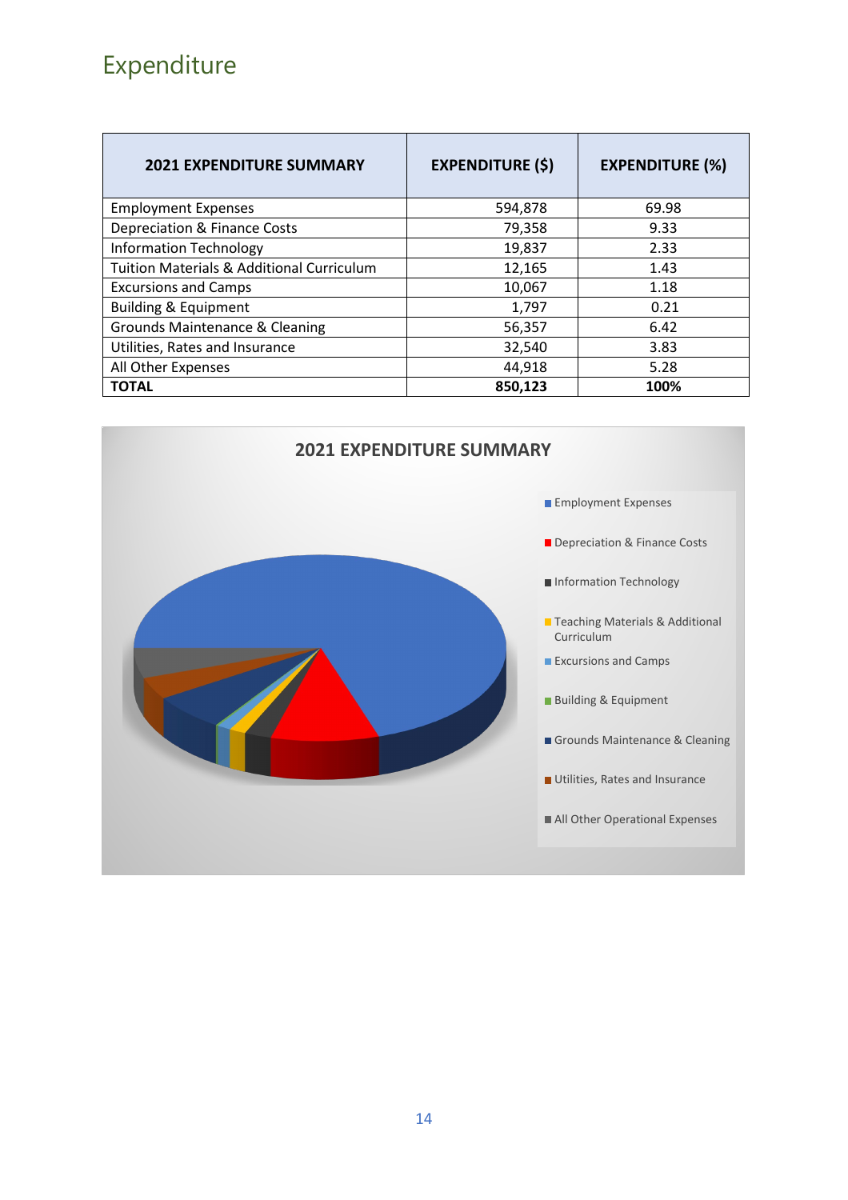# Expenditure

| 2021 EXPENDITURE SUMMARY | EXPENDITURE ($) | EXPENDITURE (%) |
|---|---|---|
| Employment Expenses | 594,878 | 69.98 |
| Depreciation & Finance Costs | 79,358 | 9.33 |
| Information Technology | 19,837 | 2.33 |
| Tuition Materials & Additional Curriculum | 12,165 | 1.43 |
| Excursions and Camps | 10,067 | 1.18 |
| Building & Equipment | 1,797 | 0.21 |
| Grounds Maintenance & Cleaning | 56,357 | 6.42 |
| Utilities, Rates and Insurance | 32,540 | 3.83 |
| All Other Expenses | 44,918 | 5.28 |
| **TOTAL** | **850,123** | **100%** |

**2021 EXPENDITURE SUMMARY**

- Employment Expenses
- Depreciation & Finance Costs
- Information Technology
- Teaching Materials & Additional Curriculum
- Excursions and Camps
- Building & Equipment
- Grounds Maintenance & Cleaning
- Utilities, Rates and Insurance
- All Other Operational Expenses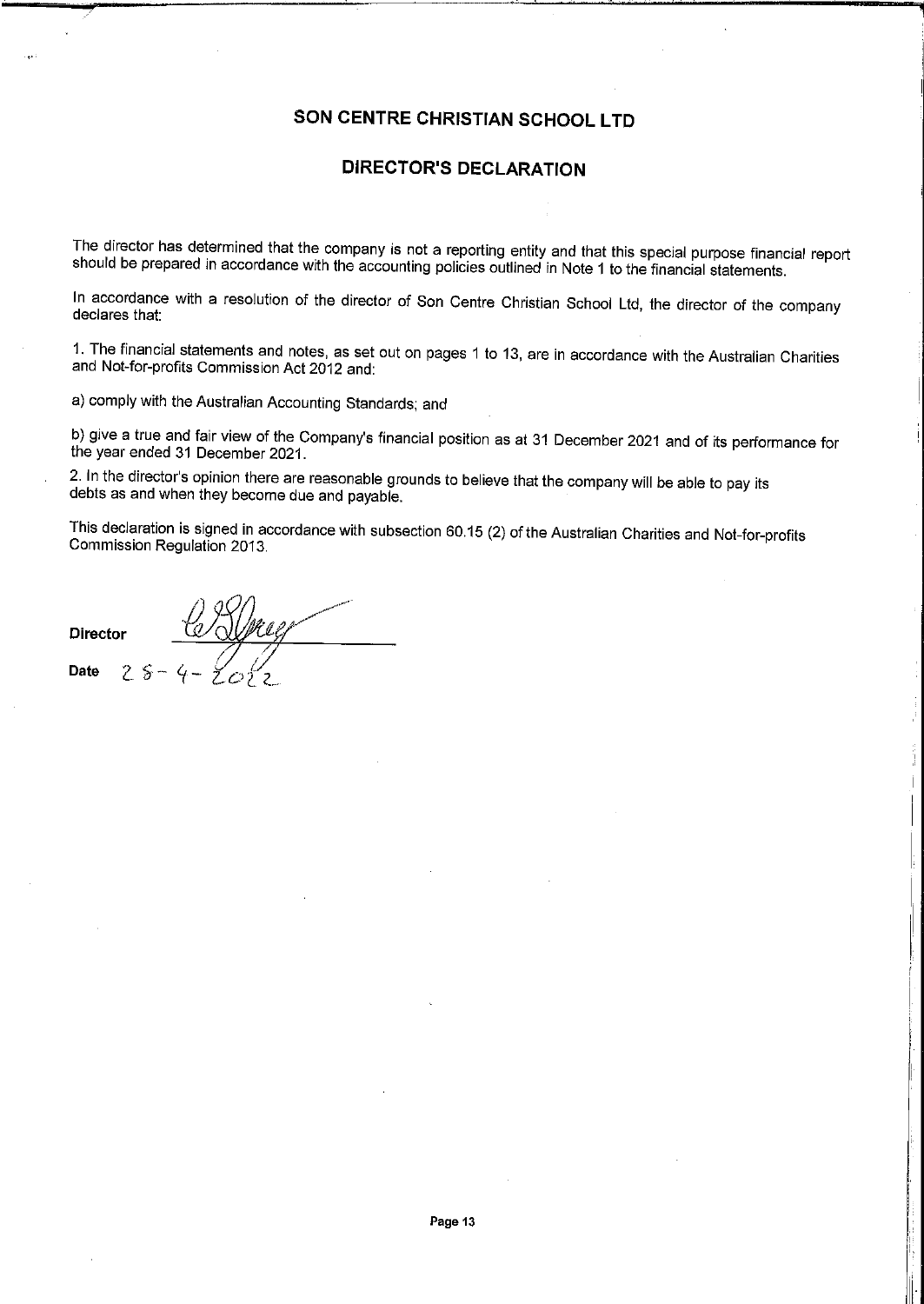# SON CENTRE CHRISTIAN SCHOOL LTD

## DIRECTOR'S DECLARATION

The director has determined that the company is not a reporting entity and that this special purpose financial report should be prepared in accordance with the accounting policies outlined in Note 1 to the financial statements.

In accordance with a resolution of the director of Son Centre Christian School Ltd, the director of the company declares that:

1. The financial statements and notes, as set out on pages 1 to 13, are in accordance with the Australian Charities and Not-for-profits Commission Act 2012 and:

a) comply with the Australian Accounting Standards; and

b) give a true and fair view of the Company's financial position as at 31 December 2021 and of its performance for the year ended 31 December 2021.

2. In the director's opinion there are reasonable grounds to believe that the company will be able to pay its debts as and when they become due and payable.

This declaration is signed in accordance with subsection 60.15 (2) of the Australian Charities and Not-for-profits Commission Regulation 2013.

**Director** [signature]

**Date** 28-4-2022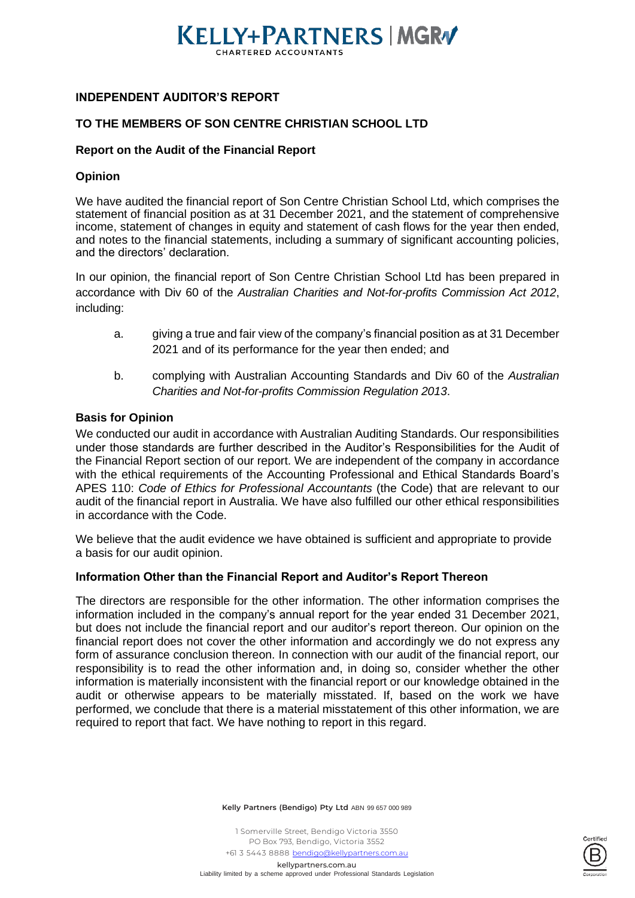# INDEPENDENT AUDITOR'S REPORT

## TO THE MEMBERS OF SON CENTRE CHRISTIAN SCHOOL LTD

### Report on the Audit of the Financial Report

### Opinion

We have audited the financial report of Son Centre Christian School Ltd, which comprises the statement of financial position as at 31 December 2021, and the statement of comprehensive income, statement of changes in equity and statement of cash flows for the year then ended, and notes to the financial statements, including a summary of significant accounting policies, and the directors' declaration.

In our opinion, the financial report of Son Centre Christian School Ltd has been prepared in accordance with Div 60 of the *Australian Charities and Not-for-profits Commission Act 2012*, including:

a. giving a true and fair view of the company's financial position as at 31 December 2021 and of its performance for the year then ended; and

b. complying with Australian Accounting Standards and Div 60 of the *Australian Charities and Not-for-profits Commission Regulation 2013*.

### Basis for Opinion

We conducted our audit in accordance with Australian Auditing Standards. Our responsibilities under those standards are further described in the Auditor's Responsibilities for the Audit of the Financial Report section of our report. We are independent of the company in accordance with the ethical requirements of the Accounting Professional and Ethical Standards Board's APES 110: *Code of Ethics for Professional Accountants* (the Code) that are relevant to our audit of the financial report in Australia. We have also fulfilled our other ethical responsibilities in accordance with the Code.

We believe that the audit evidence we have obtained is sufficient and appropriate to provide a basis for our audit opinion.

### Information Other than the Financial Report and Auditor's Report Thereon

The directors are responsible for the other information. The other information comprises the information included in the company's annual report for the year ended 31 December 2021, but does not include the financial report and our auditor's report thereon. Our opinion on the financial report does not cover the other information and accordingly we do not express any form of assurance conclusion thereon. In connection with our audit of the financial report, our responsibility is to read the other information and, in doing so, consider whether the other information is materially inconsistent with the financial report or our knowledge obtained in the audit or otherwise appears to be materially misstated. If, based on the work we have performed, we conclude that there is a material misstatement of this other information, we are required to report that fact. We have nothing to report in this regard.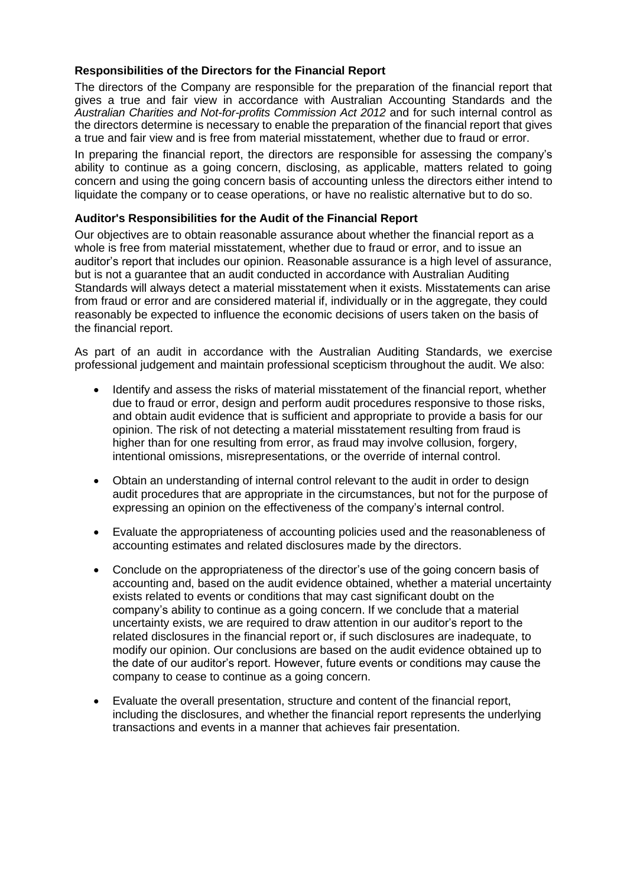**Responsibilities of the Directors for the Financial Report**

The directors of the Company are responsible for the preparation of the financial report that gives a true and fair view in accordance with Australian Accounting Standards and the *Australian Charities and Not-for-profits Commission Act 2012* and for such internal control as the directors determine is necessary to enable the preparation of the financial report that gives a true and fair view and is free from material misstatement, whether due to fraud or error.

In preparing the financial report, the directors are responsible for assessing the company's ability to continue as a going concern, disclosing, as applicable, matters related to going concern and using the going concern basis of accounting unless the directors either intend to liquidate the company or to cease operations, or have no realistic alternative but to do so.

**Auditor's Responsibilities for the Audit of the Financial Report**

Our objectives are to obtain reasonable assurance about whether the financial report as a whole is free from material misstatement, whether due to fraud or error, and to issue an auditor's report that includes our opinion. Reasonable assurance is a high level of assurance, but is not a guarantee that an audit conducted in accordance with Australian Auditing Standards will always detect a material misstatement when it exists. Misstatements can arise from fraud or error and are considered material if, individually or in the aggregate, they could reasonably be expected to influence the economic decisions of users taken on the basis of the financial report.

As part of an audit in accordance with the Australian Auditing Standards, we exercise professional judgement and maintain professional scepticism throughout the audit. We also:

- Identify and assess the risks of material misstatement of the financial report, whether due to fraud or error, design and perform audit procedures responsive to those risks, and obtain audit evidence that is sufficient and appropriate to provide a basis for our opinion. The risk of not detecting a material misstatement resulting from fraud is higher than for one resulting from error, as fraud may involve collusion, forgery, intentional omissions, misrepresentations, or the override of internal control.

- Obtain an understanding of internal control relevant to the audit in order to design audit procedures that are appropriate in the circumstances, but not for the purpose of expressing an opinion on the effectiveness of the company's internal control.

- Evaluate the appropriateness of accounting policies used and the reasonableness of accounting estimates and related disclosures made by the directors.

- Conclude on the appropriateness of the director's use of the going concern basis of accounting and, based on the audit evidence obtained, whether a material uncertainty exists related to events or conditions that may cast significant doubt on the company's ability to continue as a going concern. If we conclude that a material uncertainty exists, we are required to draw attention in our auditor's report to the related disclosures in the financial report or, if such disclosures are inadequate, to modify our opinion. Our conclusions are based on the audit evidence obtained up to the date of our auditor's report. However, future events or conditions may cause the company to cease to continue as a going concern.

- Evaluate the overall presentation, structure and content of the financial report, including the disclosures, and whether the financial report represents the underlying transactions and events in a manner that achieves fair presentation.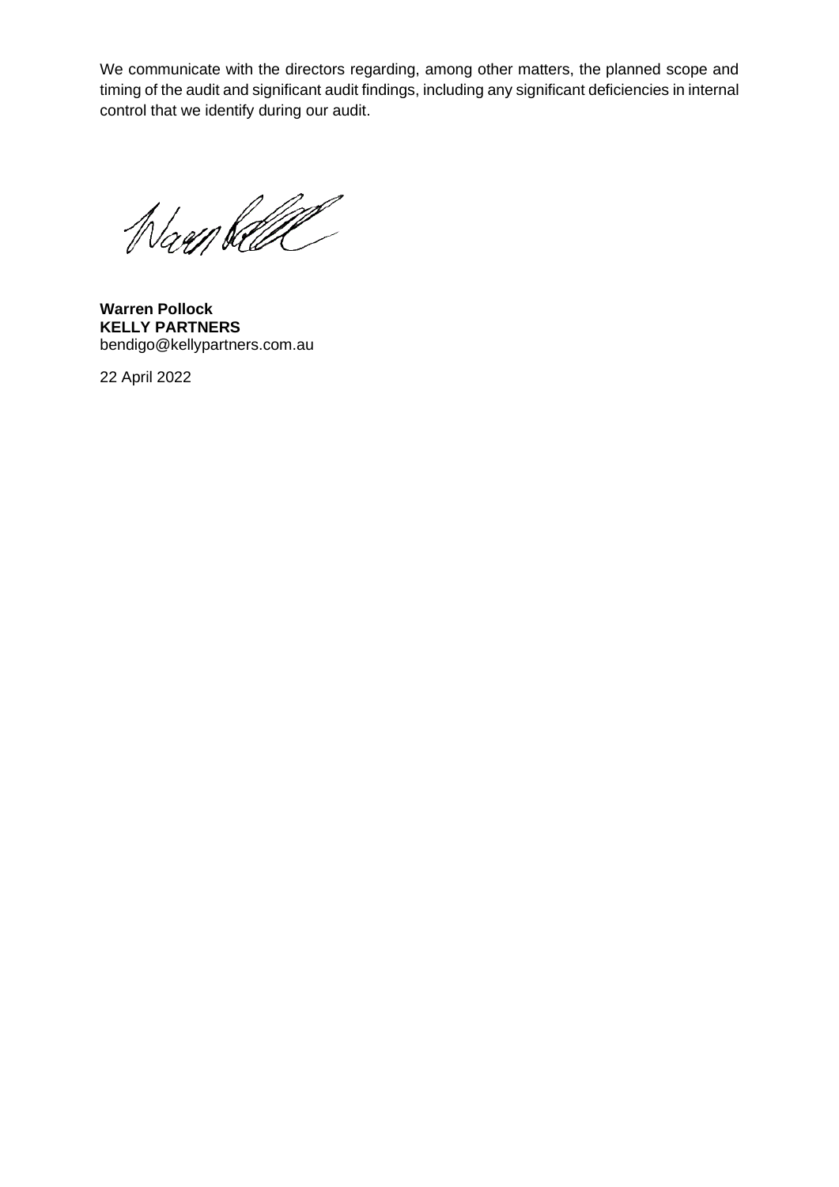We communicate with the directors regarding, among other matters, the planned scope and timing of the audit and significant audit findings, including any significant deficiencies in internal control that we identify during our audit.

**Warren Pollock**
**KELLY PARTNERS**
bendigo@kellypartners.com.au

22 April 2022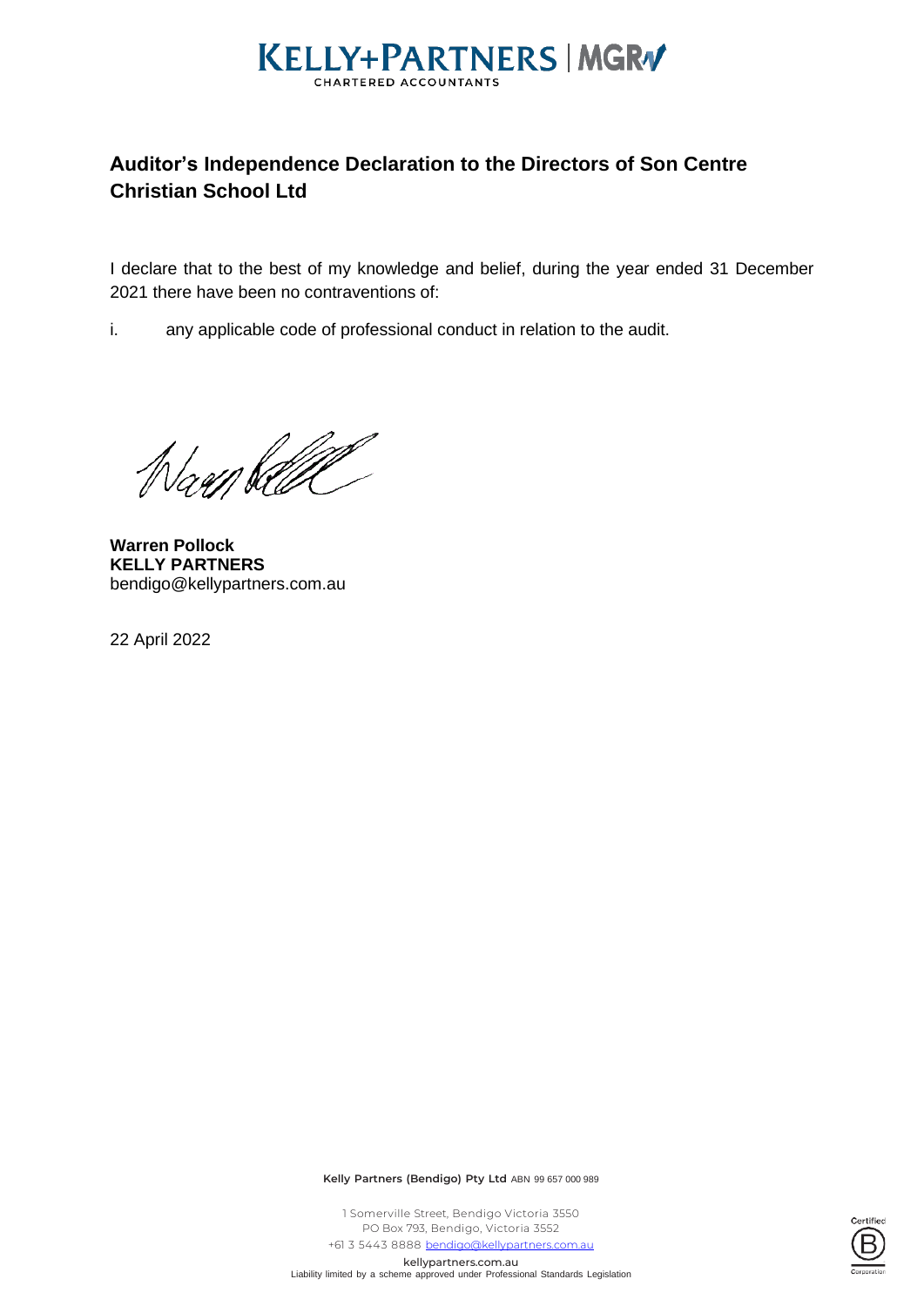KELLY+PARTNERS | MGR

CHARTERED ACCOUNTANTS

## Auditor's Independence Declaration to the Directors of Son Centre Christian School Ltd

I declare that to the best of my knowledge and belief, during the year ended 31 December 2021 there have been no contraventions of:

i. any applicable code of professional conduct in relation to the audit.

**Warren Pollock**
**KELLY PARTNERS**
bendigo@kellypartners.com.au

22 April 2022

**Kelly Partners (Bendigo) Pty Ltd** ABN 99 657 000 989

1 Somerville Street, Bendigo Victoria 3550
PO Box 793, Bendigo, Victoria 3552
+61 3 5443 8888 bendigo@kellypartners.com.au

kellypartners.com.au
Liability limited by a scheme approved under Professional Standards Legislation

Certified B Corporation